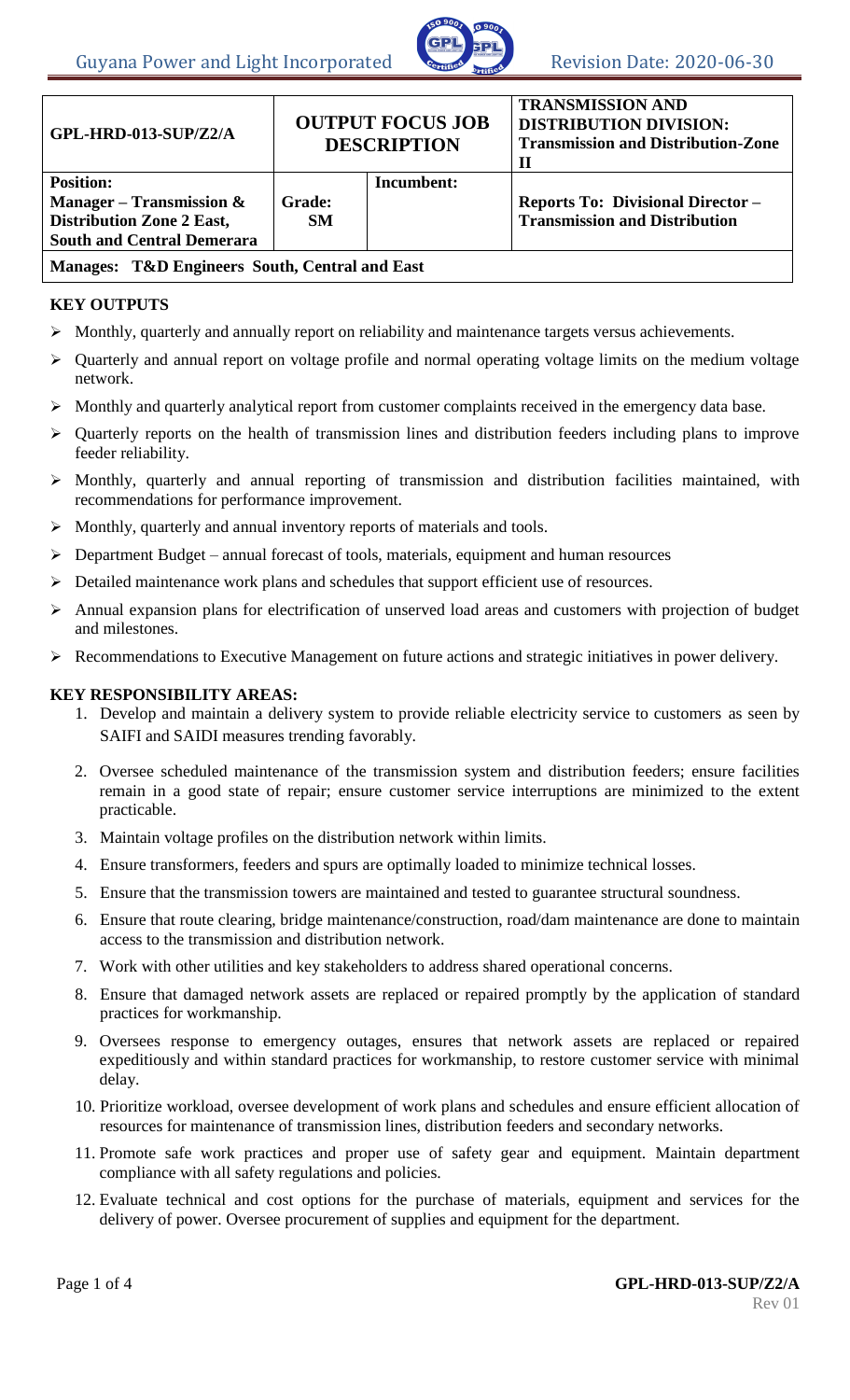| GPL-HRD-013-SUP/Z2/A | OUTPUT FOCUS JOB DESCRIPTION | | TRANSMISSION AND DISTRIBUTION DIVISION: Transmission and Distribution-Zone II |
|---|---|---|---|
| **Position:** Manager – Transmission & Distribution Zone 2 East, South and Central Demerara | **Grade:** SM | **Incumbent:** | **Reports To: Divisional Director – Transmission and Distribution** |
| **Manages: T&D Engineers South, Central and East** | | | |

## KEY OUTPUTS

- Monthly, quarterly and annually report on reliability and maintenance targets versus achievements.
- Quarterly and annual report on voltage profile and normal operating voltage limits on the medium voltage network.
- Monthly and quarterly analytical report from customer complaints received in the emergency data base.
- Quarterly reports on the health of transmission lines and distribution feeders including plans to improve feeder reliability.
- Monthly, quarterly and annual reporting of transmission and distribution facilities maintained, with recommendations for performance improvement.
- Monthly, quarterly and annual inventory reports of materials and tools.
- Department Budget – annual forecast of tools, materials, equipment and human resources
- Detailed maintenance work plans and schedules that support efficient use of resources.
- Annual expansion plans for electrification of unserved load areas and customers with projection of budget and milestones.
- Recommendations to Executive Management on future actions and strategic initiatives in power delivery.

## KEY RESPONSIBILITY AREAS:

1. Develop and maintain a delivery system to provide reliable electricity service to customers as seen by SAIFI and SAIDI measures trending favorably.
2. Oversee scheduled maintenance of the transmission system and distribution feeders; ensure facilities remain in a good state of repair; ensure customer service interruptions are minimized to the extent practicable.
3. Maintain voltage profiles on the distribution network within limits.
4. Ensure transformers, feeders and spurs are optimally loaded to minimize technical losses.
5. Ensure that the transmission towers are maintained and tested to guarantee structural soundness.
6. Ensure that route clearing, bridge maintenance/construction, road/dam maintenance are done to maintain access to the transmission and distribution network.
7. Work with other utilities and key stakeholders to address shared operational concerns.
8. Ensure that damaged network assets are replaced or repaired promptly by the application of standard practices for workmanship.
9. Oversees response to emergency outages, ensures that network assets are replaced or repaired expeditiously and within standard practices for workmanship, to restore customer service with minimal delay.
10. Prioritize workload, oversee development of work plans and schedules and ensure efficient allocation of resources for maintenance of transmission lines, distribution feeders and secondary networks.
11. Promote safe work practices and proper use of safety gear and equipment. Maintain department compliance with all safety regulations and policies.
12. Evaluate technical and cost options for the purchase of materials, equipment and services for the delivery of power. Oversee procurement of supplies and equipment for the department.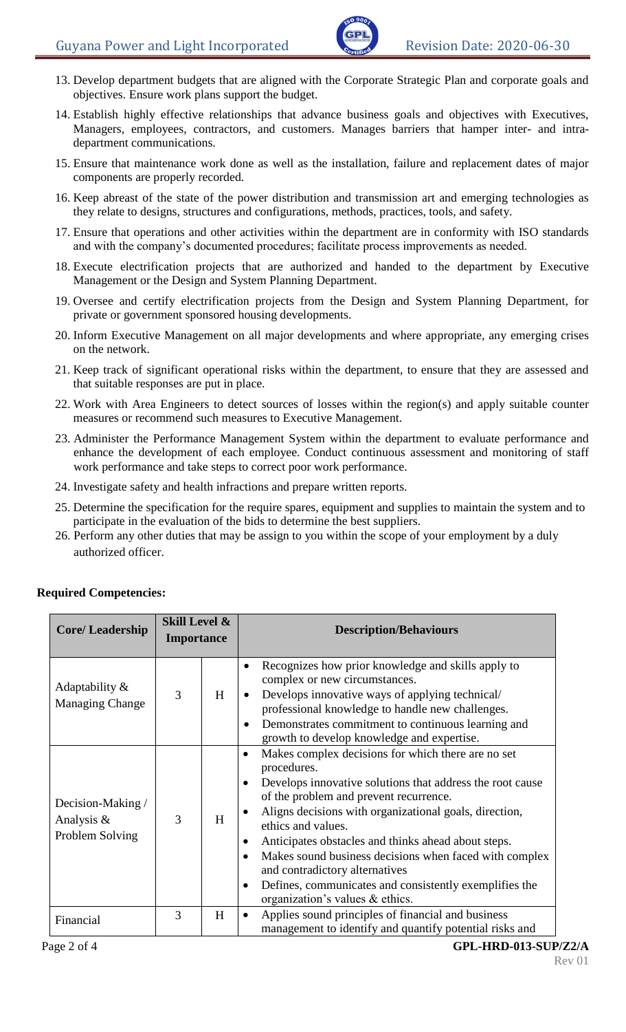13. Develop department budgets that are aligned with the Corporate Strategic Plan and corporate goals and objectives. Ensure work plans support the budget.
14. Establish highly effective relationships that advance business goals and objectives with Executives, Managers, employees, contractors, and customers. Manages barriers that hamper inter- and intra-department communications.
15. Ensure that maintenance work done as well as the installation, failure and replacement dates of major components are properly recorded.
16. Keep abreast of the state of the power distribution and transmission art and emerging technologies as they relate to designs, structures and configurations, methods, practices, tools, and safety.
17. Ensure that operations and other activities within the department are in conformity with ISO standards and with the company's documented procedures; facilitate process improvements as needed.
18. Execute electrification projects that are authorized and handed to the department by Executive Management or the Design and System Planning Department.
19. Oversee and certify electrification projects from the Design and System Planning Department, for private or government sponsored housing developments.
20. Inform Executive Management on all major developments and where appropriate, any emerging crises on the network.
21. Keep track of significant operational risks within the department, to ensure that they are assessed and that suitable responses are put in place.
22. Work with Area Engineers to detect sources of losses within the region(s) and apply suitable counter measures or recommend such measures to Executive Management.
23. Administer the Performance Management System within the department to evaluate performance and enhance the development of each employee. Conduct continuous assessment and monitoring of staff work performance and take steps to correct poor work performance.
24. Investigate safety and health infractions and prepare written reports.
25. Determine the specification for the require spares, equipment and supplies to maintain the system and to participate in the evaluation of the bids to determine the best suppliers.
26. Perform any other duties that may be assign to you within the scope of your employment by a duly authorized officer.

**Required Competencies:**

| Core/ Leadership | Skill Level & Importance | | Description/Behaviours |
|---|---|---|---|
| Adaptability & Managing Change | 3 | H | • Recognizes how prior knowledge and skills apply to complex or new circumstances.<br>• Develops innovative ways of applying technical/ professional knowledge to handle new challenges.<br>• Demonstrates commitment to continuous learning and growth to develop knowledge and expertise. |
| Decision-Making / Analysis & Problem Solving | 3 | H | • Makes complex decisions for which there are no set procedures.<br>• Develops innovative solutions that address the root cause of the problem and prevent recurrence.<br>• Aligns decisions with organizational goals, direction, ethics and values.<br>• Anticipates obstacles and thinks ahead about steps.<br>• Makes sound business decisions when faced with complex and contradictory alternatives<br>• Defines, communicates and consistently exemplifies the organization's values & ethics. |
| Financial | 3 | H | • Applies sound principles of financial and business management to identify and quantify potential risks and |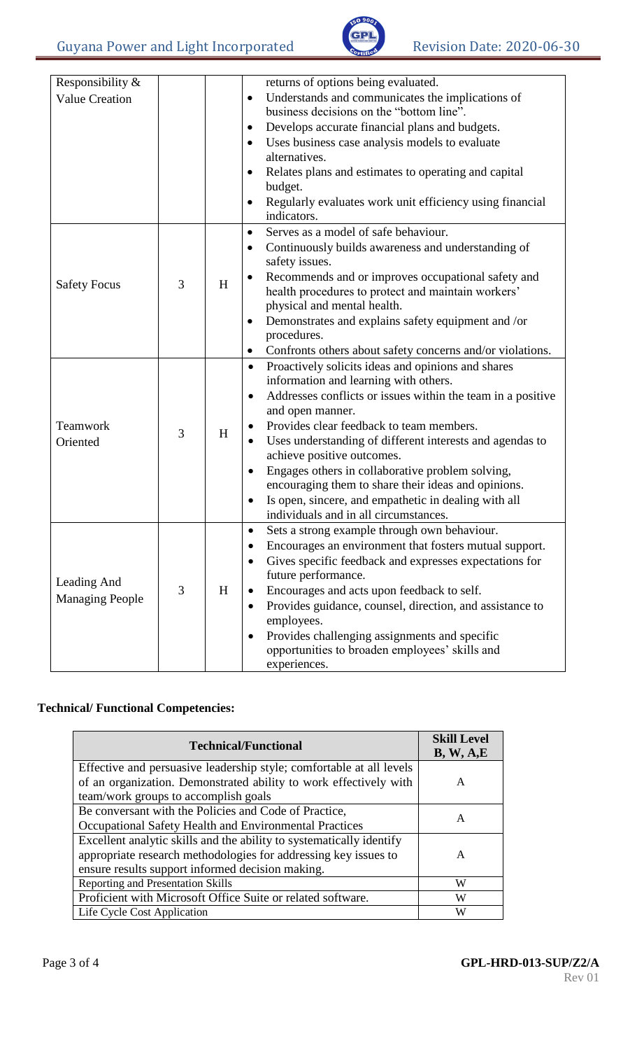| | | | |
|---|---|---|---|
| Responsibility & Value Creation | | | • returns of options being evaluated.<br>• Understands and communicates the implications of business decisions on the "bottom line".<br>• Develops accurate financial plans and budgets.<br>• Uses business case analysis models to evaluate alternatives.<br>• Relates plans and estimates to operating and capital budget.<br>• Regularly evaluates work unit efficiency using financial indicators. |
| Safety Focus | 3 | H | • Serves as a model of safe behaviour.<br>• Continuously builds awareness and understanding of safety issues.<br>• Recommends and or improves occupational safety and health procedures to protect and maintain workers' physical and mental health.<br>• Demonstrates and explains safety equipment and /or procedures.<br>• Confronts others about safety concerns and/or violations. |
| Teamwork Oriented | 3 | H | • Proactively solicits ideas and opinions and shares information and learning with others.<br>• Addresses conflicts or issues within the team in a positive and open manner.<br>• Provides clear feedback to team members.<br>• Uses understanding of different interests and agendas to achieve positive outcomes.<br>• Engages others in collaborative problem solving, encouraging them to share their ideas and opinions.<br>• Is open, sincere, and empathetic in dealing with all individuals and in all circumstances. |
| Leading And Managing People | 3 | H | • Sets a strong example through own behaviour.<br>• Encourages an environment that fosters mutual support.<br>• Gives specific feedback and expresses expectations for future performance.<br>• Encourages and acts upon feedback to self.<br>• Provides guidance, counsel, direction, and assistance to employees.<br>• Provides challenging assignments and specific opportunities to broaden employees' skills and experiences. |

**Technical/ Functional Competencies:**

| Technical/Functional | Skill Level B, W, A,E |
|---|---|
| Effective and persuasive leadership style; comfortable at all levels of an organization. Demonstrated ability to work effectively with team/work groups to accomplish goals | A |
| Be conversant with the Policies and Code of Practice, Occupational Safety Health and Environmental Practices | A |
| Excellent analytic skills and the ability to systematically identify appropriate research methodologies for addressing key issues to ensure results support informed decision making. | A |
| Reporting and Presentation Skills | W |
| Proficient with Microsoft Office Suite or related software. | W |
| Life Cycle Cost Application | W |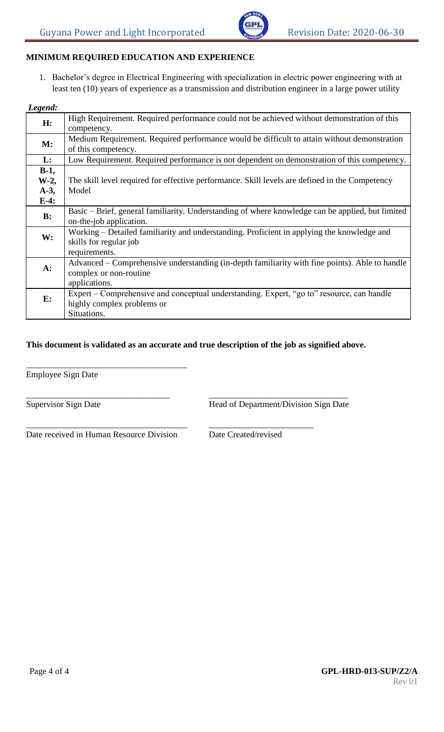**MINIMUM REQUIRED EDUCATION AND EXPERIENCE**

1. Bachelor's degree in Electrical Engineering with specialization in electric power engineering with at least ten (10) years of experience as a transmission and distribution engineer in a large power utility

***Legend:***

| | |
|---|---|
| **H:** | High Requirement. Required performance could not be achieved without demonstration of this competency. |
| **M:** | Medium Requirement. Required performance would be difficult to attain without demonstration of this competency. |
| **L:** | Low Requirement. Required performance is not dependent on demonstration of this competency. |
| **B-1, W-2, A-3, E-4:** | The skill level required for effective performance. Skill levels are defined in the Competency Model |
| **B:** | Basic – Brief, general familiarity. Understanding of where knowledge can be applied, but limited on-the-job application. |
| **W:** | Working – Detailed familiarity and understanding. Proficient in applying the knowledge and skills for regular job requirements. |
| **A:** | Advanced – Comprehensive understanding (in-depth familiarity with fine points). Able to handle complex or non-routine applications. |
| **E:** | Expert – Comprehensive and conceptual understanding. Expert, "go to" resource, can handle highly complex problems or Situations. |

**This document is validated as an accurate and true description of the job as signified above.**

_____________________________________
Employee Sign Date

_________________________________ _______________________________
Supervisor Sign Date Head of Department/Division Sign Date

_____________________________________ ________________________
Date received in Human Resource Division Date Created/revised

**GPL-HRD-013-SUP/Z2/A**
Rev 01